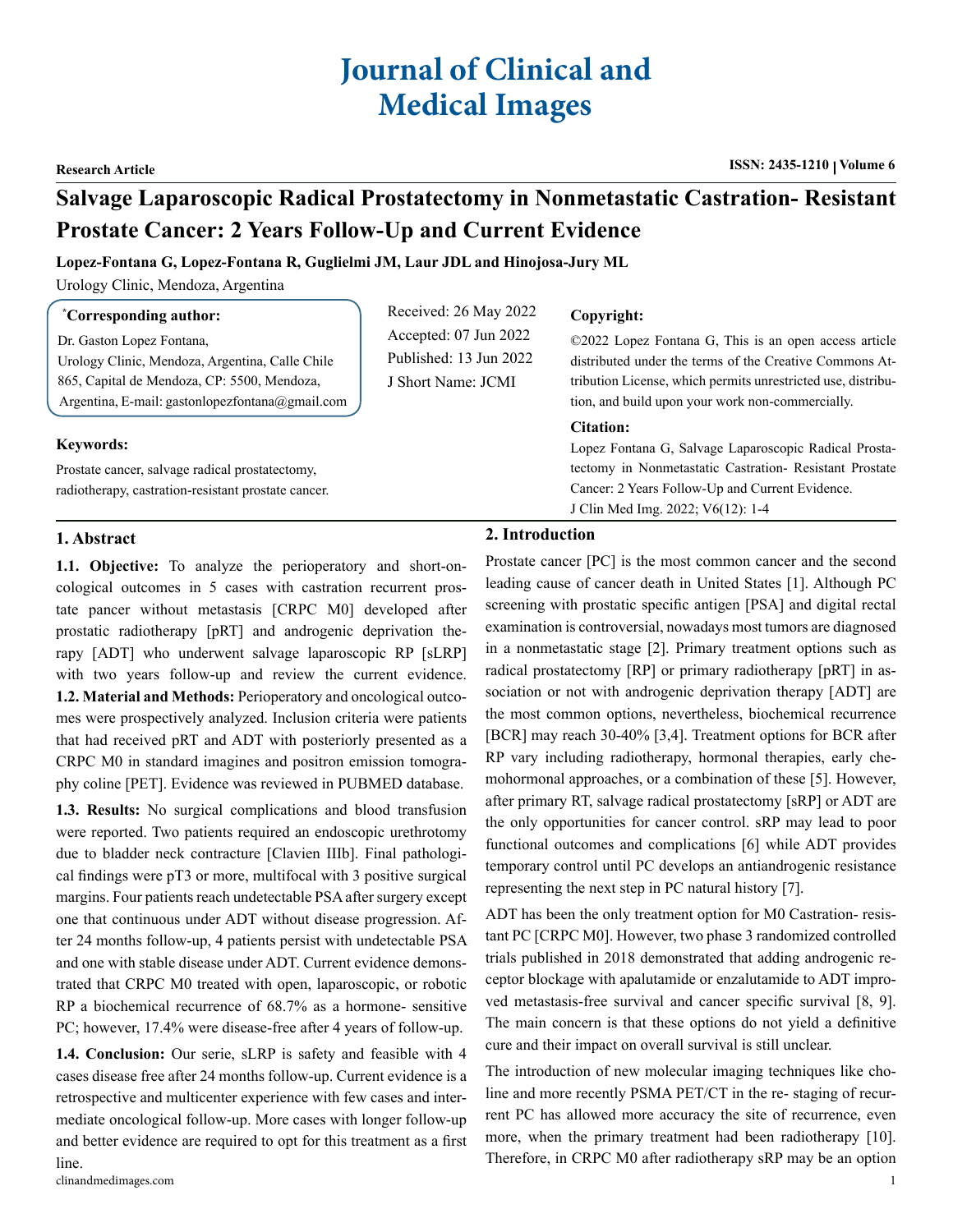# Journal of Clinical and Medical Images

**Research Article**

# Salvage Laparoscopic Radical Prostatectomy in Nonmetastatic Castration- Resistant Prostate Cancer: 2 Years Follow-Up and Current Evidence

**Lopez-Fontana G, Lopez-Fontana R, Guglielmi JM, Laur JDL and Hinojosa-Jury ML**

Urology Clinic, Mendoza, Argentina

**\*Corresponding author:**

Dr. Gaston Lopez Fontana,
Urology Clinic, Mendoza, Argentina, Calle Chile 865, Capital de Mendoza, CP: 5500, Mendoza, Argentina, E-mail: gastonlopezfontana@gmail.com

Received: 26 May 2022
Accepted: 07 Jun 2022
Published: 13 Jun 2022
J Short Name: JCMI

**Copyright:**

©2022 Lopez Fontana G, This is an open access article distributed under the terms of the Creative Commons Attribution License, which permits unrestricted use, distribution, and build upon your work non-commercially.

**Citation:**

Lopez Fontana G, Salvage Laparoscopic Radical Prostatectomy in Nonmetastatic Castration- Resistant Prostate Cancer: 2 Years Follow-Up and Current Evidence. J Clin Med Img. 2022; V6(12): 1-4

**Keywords:**

Prostate cancer, salvage radical prostatectomy, radiotherapy, castration-resistant prostate cancer.

## 1. Abstract

**1.1. Objective:** To analyze the perioperatory and short-oncological outcomes in 5 cases with castration recurrent prostate pancer without metastasis [CRPC M0] developed after prostatic radiotherapy [pRT] and androgenic deprivation therapy [ADT] who underwent salvage laparoscopic RP [sLRP] with two years follow-up and review the current evidence.

**1.2. Material and Methods:** Perioperatory and oncological outcomes were prospectively analyzed. Inclusion criteria were patients that had received pRT and ADT with posteriorly presented as a CRPC M0 in standard imagines and positron emission tomography coline [PET]. Evidence was reviewed in PUBMED database.

**1.3. Results:** No surgical complications and blood transfusion were reported. Two patients required an endoscopic urethrotomy due to bladder neck contracture [Clavien IIIb]. Final pathological findings were pT3 or more, multifocal with 3 positive surgical margins. Four patients reach undetectable PSA after surgery except one that continuous under ADT without disease progression. After 24 months follow-up, 4 patients persist with undetectable PSA and one with stable disease under ADT. Current evidence demonstrated that CRPC M0 treated with open, laparoscopic, or robotic RP a biochemical recurrence of 68.7% as a hormone- sensitive PC; however, 17.4% were disease-free after 4 years of follow-up.

**1.4. Conclusion:** Our serie, sLRP is safety and feasible with 4 cases disease free after 24 months follow-up. Current evidence is a retrospective and multicenter experience with few cases and intermediate oncological follow-up. More cases with longer follow-up and better evidence are required to opt for this treatment as a first line.

## 2. Introduction

Prostate cancer [PC] is the most common cancer and the second leading cause of cancer death in United States [1]. Although PC screening with prostatic specific antigen [PSA] and digital rectal examination is controversial, nowadays most tumors are diagnosed in a nonmetastatic stage [2]. Primary treatment options such as radical prostatectomy [RP] or primary radiotherapy [pRT] in association or not with androgenic deprivation therapy [ADT] are the most common options, nevertheless, biochemical recurrence [BCR] may reach 30-40% [3,4]. Treatment options for BCR after RP vary including radiotherapy, hormonal therapies, early chemohormonal approaches, or a combination of these [5]. However, after primary RT, salvage radical prostatectomy [sRP] or ADT are the only opportunities for cancer control. sRP may lead to poor functional outcomes and complications [6] while ADT provides temporary control until PC develops an antiandrogenic resistance representing the next step in PC natural history [7].

ADT has been the only treatment option for M0 Castration- resistant PC [CRPC M0]. However, two phase 3 randomized controlled trials published in 2018 demonstrated that adding androgenic receptor blockage with apalutamide or enzalutamide to ADT improved metastasis-free survival and cancer specific survival [8, 9]. The main concern is that these options do not yield a definitive cure and their impact on overall survival is still unclear.

The introduction of new molecular imaging techniques like choline and more recently PSMA PET/CT in the re- staging of recurrent PC has allowed more accuracy the site of recurrence, even more, when the primary treatment had been radiotherapy [10]. Therefore, in CRPC M0 after radiotherapy sRP may be an option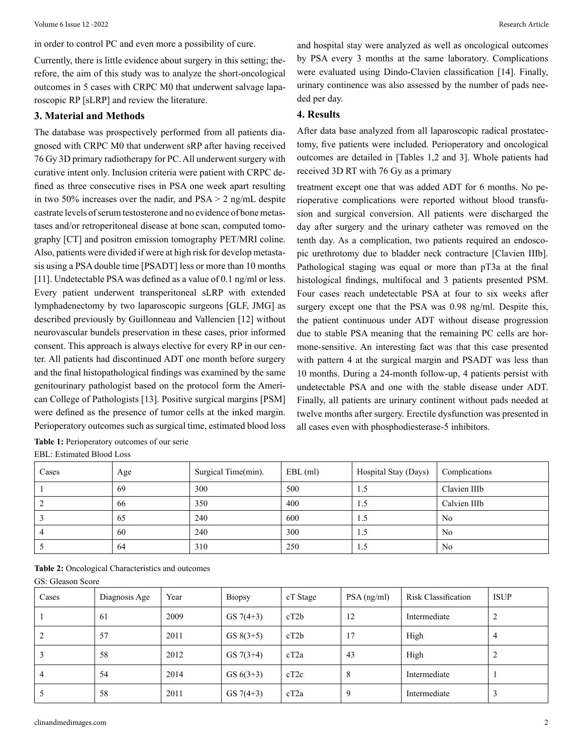in order to control PC and even more a possibility of cure.

Currently, there is little evidence about surgery in this setting; therefore, the aim of this study was to analyze the short-oncological outcomes in 5 cases with CRPC M0 that underwent salvage laparoscopic RP [sLRP] and review the literature.

## 3. Material and Methods

The database was prospectively performed from all patients diagnosed with CRPC M0 that underwent sRP after having received 76 Gy 3D primary radiotherapy for PC. All underwent surgery with curative intent only. Inclusion criteria were patient with CRPC defined as three consecutive rises in PSA one week apart resulting in two 50% increases over the nadir, and PSA > 2 ng/mL despite castrate levels of serum testosterone and no evidence of bone metastases and/or retroperitoneal disease at bone scan, computed tomography [CT] and positron emission tomography PET/MRI coline. Also, patients were divided if were at high risk for develop metastasis using a PSA double time [PSADT] less or more than 10 months [11]. Undetectable PSA was defined as a value of 0.1 ng/ml or less. Every patient underwent transperitoneal sLRP with extended lymphadenectomy by two laparoscopic surgeons [GLF, JMG] as described previously by Guillonneau and Vallencien [12] without neurovascular bundels preservation in these cases, prior informed consent. This approach is always elective for every RP in our center. All patients had discontinued ADT one month before surgery and the final histopathological findings was examined by the same genitourinary pathologist based on the protocol form the American College of Pathologists [13]. Positive surgical margins [PSM] were defined as the presence of tumor cells at the inked margin. Perioperatory outcomes such as surgical time, estimated blood loss and hospital stay were analyzed as well as oncological outcomes by PSA every 3 months at the same laboratory. Complications were evaluated using Dindo-Clavien classification [14]. Finally, urinary continence was also assessed by the number of pads needed per day.

## 4. Results

After data base analyzed from all laparoscopic radical prostatectomy, five patients were included. Perioperatory and oncological outcomes are detailed in [Tables 1,2 and 3]. Whole patients had received 3D RT with 76 Gy as a primary

treatment except one that was added ADT for 6 months. No perioperative complications were reported without blood transfusion and surgical conversion. All patients were discharged the day after surgery and the urinary catheter was removed on the tenth day. As a complication, two patients required an endoscopic urethrotomy due to bladder neck contracture [Clavien IIIb]. Pathological staging was equal or more than pT3a at the final histological findings, multifocal and 3 patients presented PSM. Four cases reach undetectable PSA at four to six weeks after surgery except one that the PSA was 0.98 ng/ml. Despite this, the patient continuous under ADT without disease progression due to stable PSA meaning that the remaining PC cells are hormone-sensitive. An interesting fact was that this case presented with pattern 4 at the surgical margin and PSADT was less than 10 months. During a 24-month follow-up, 4 patients persist with undetectable PSA and one with the stable disease under ADT. Finally, all patients are urinary continent without pads needed at twelve months after surgery. Erectile dysfunction was presented in all cases even with phosphodiesterase-5 inhibitors.

**Table 1:** Perioperatory outcomes of our serie

EBL: Estimated Blood Loss

| Cases | Age | Surgical Time(min). | EBL (ml) | Hospital Stay (Days) | Complications |
|---|---|---|---|---|---|
| 1 | 69 | 300 | 500 | 1.5 | Clavien IIIb |
| 2 | 66 | 350 | 400 | 1.5 | Calvien IIIb |
| 3 | 65 | 240 | 600 | 1.5 | No |
| 4 | 60 | 240 | 300 | 1.5 | No |
| 5 | 64 | 310 | 250 | 1.5 | No |

**Table 2:** Oncological Characteristics and outcomes

GS: Gleason Score

| Cases | Diagnosis Age | Year | Biopsy | cT Stage | PSA (ng/ml) | Risk Classification | ISUP |
|---|---|---|---|---|---|---|---|
| 1 | 61 | 2009 | GS 7(4+3) | cT2b | 12 | Intermediate | 2 |
| 2 | 57 | 2011 | GS 8(3+5) | cT2b | 17 | High | 4 |
| 3 | 58 | 2012 | GS 7(3+4) | cT2a | 43 | High | 2 |
| 4 | 54 | 2014 | GS 6(3+3) | cT2c | 8 | Intermediate | 1 |
| 5 | 58 | 2011 | GS 7(4+3) | cT2a | 9 | Intermediate | 3 |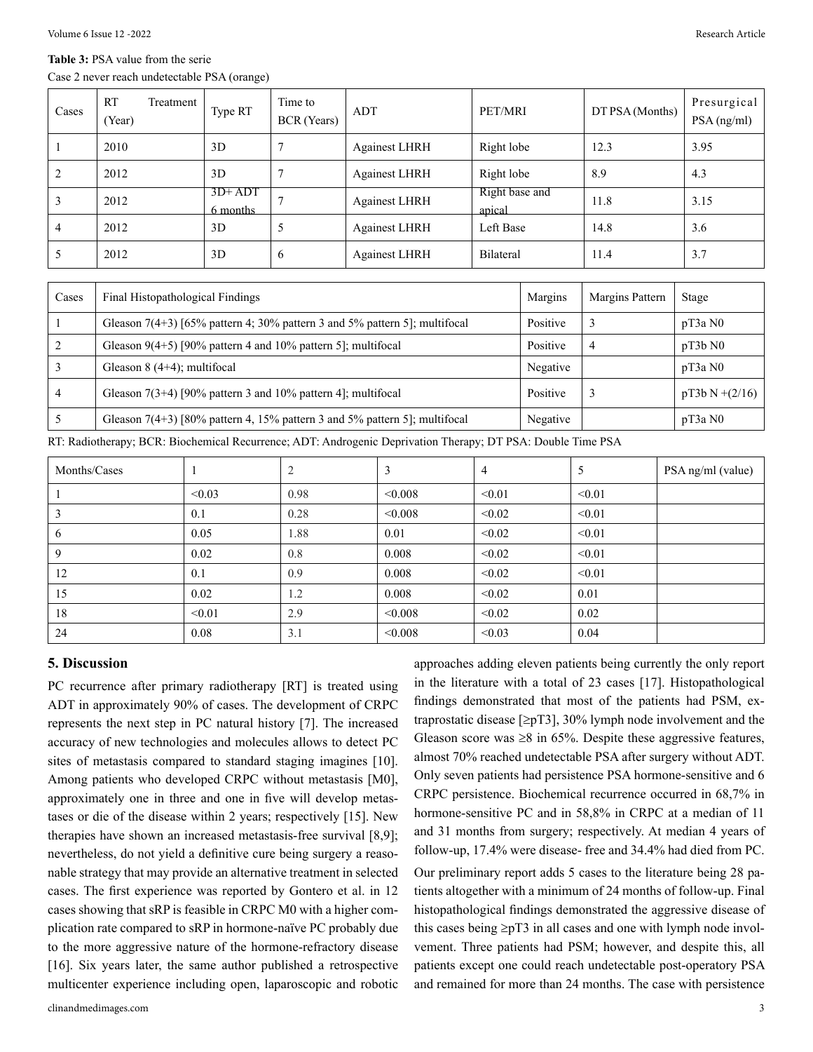**Table 3:** PSA value from the serie

Case 2 never reach undetectable PSA (orange)

| Cases | RT Treatment (Year) | Type RT | Time to BCR (Years) | ADT | PET/MRI | DT PSA (Months) | Presurgical PSA (ng/ml) |
|---|---|---|---|---|---|---|---|
| 1 | 2010 | 3D | 7 | Againest LHRH | Right lobe | 12.3 | 3.95 |
| 2 | 2012 | 3D | 7 | Againest LHRH | Right lobe | 8.9 | 4.3 |
| 3 | 2012 | 3D+ ADT 6 months | 7 | Againest LHRH | Right base and apical | 11.8 | 3.15 |
| 4 | 2012 | 3D | 5 | Againest LHRH | Left Base | 14.8 | 3.6 |
| 5 | 2012 | 3D | 6 | Againest LHRH | Bilateral | 11.4 | 3.7 |

| Cases | Final Histopathological Findings | Margins | Margins Pattern | Stage |
|---|---|---|---|---|
| 1 | Gleason 7(4+3) [65% pattern 4; 30% pattern 3 and 5% pattern 5]; multifocal | Positive | 3 | pT3a N0 |
| 2 | Gleason 9(4+5) [90% pattern 4 and 10% pattern 5]; multifocal | Positive | 4 | pT3b N0 |
| 3 | Gleason 8 (4+4); multifocal | Negative | | pT3a N0 |
| 4 | Gleason 7(3+4) [90% pattern 3 and 10% pattern 4]; multifocal | Positive | 3 | pT3b N +(2/16) |
| 5 | Gleason 7(4+3) [80% pattern 4, 15% pattern 3 and 5% pattern 5]; multifocal | Negative | | pT3a N0 |

RT: Radiotherapy; BCR: Biochemical Recurrence; ADT: Androgenic Deprivation Therapy; DT PSA: Double Time PSA

| Months/Cases | 1 | 2 | 3 | 4 | 5 | PSA ng/ml (value) |
|---|---|---|---|---|---|---|
| 1 | <0.03 | 0.98 | <0.008 | <0.01 | <0.01 | |
| 3 | 0.1 | 0.28 | <0.008 | <0.02 | <0.01 | |
| 6 | 0.05 | 1.88 | 0.01 | <0.02 | <0.01 | |
| 9 | 0.02 | 0.8 | 0.008 | <0.02 | <0.01 | |
| 12 | 0.1 | 0.9 | 0.008 | <0.02 | <0.01 | |
| 15 | 0.02 | 1.2 | 0.008 | <0.02 | 0.01 | |
| 18 | <0.01 | 2.9 | <0.008 | <0.02 | 0.02 | |
| 24 | 0.08 | 3.1 | <0.008 | <0.03 | 0.04 | |

## 5. Discussion

PC recurrence after primary radiotherapy [RT] is treated using ADT in approximately 90% of cases. The development of CRPC represents the next step in PC natural history [7]. The increased accuracy of new technologies and molecules allows to detect PC sites of metastasis compared to standard staging imagines [10]. Among patients who developed CRPC without metastasis [M0], approximately one in three and one in five will develop metastases or die of the disease within 2 years; respectively [15]. New therapies have shown an increased metastasis-free survival [8,9]; nevertheless, do not yield a definitive cure being surgery a reasonable strategy that may provide an alternative treatment in selected cases. The first experience was reported by Gontero et al. in 12 cases showing that sRP is feasible in CRPC M0 with a higher complication rate compared to sRP in hormone-naïve PC probably due to the more aggressive nature of the hormone-refractory disease [16]. Six years later, the same author published a retrospective multicenter experience including open, laparoscopic and robotic approaches adding eleven patients being currently the only report in the literature with a total of 23 cases [17]. Histopathological findings demonstrated that most of the patients had PSM, extraprostatic disease [≥pT3], 30% lymph node involvement and the Gleason score was ≥8 in 65%. Despite these aggressive features, almost 70% reached undetectable PSA after surgery without ADT. Only seven patients had persistence PSA hormone-sensitive and 6 CRPC persistence. Biochemical recurrence occurred in 68,7% in hormone-sensitive PC and in 58,8% in CRPC at a median of 11 and 31 months from surgery; respectively. At median 4 years of follow-up, 17.4% were disease- free and 34.4% had died from PC.

Our preliminary report adds 5 cases to the literature being 28 patients altogether with a minimum of 24 months of follow-up. Final histopathological findings demonstrated the aggressive disease of this cases being ≥pT3 in all cases and one with lymph node involvement. Three patients had PSM; however, and despite this, all patients except one could reach undetectable post-operatory PSA and remained for more than 24 months. The case with persistence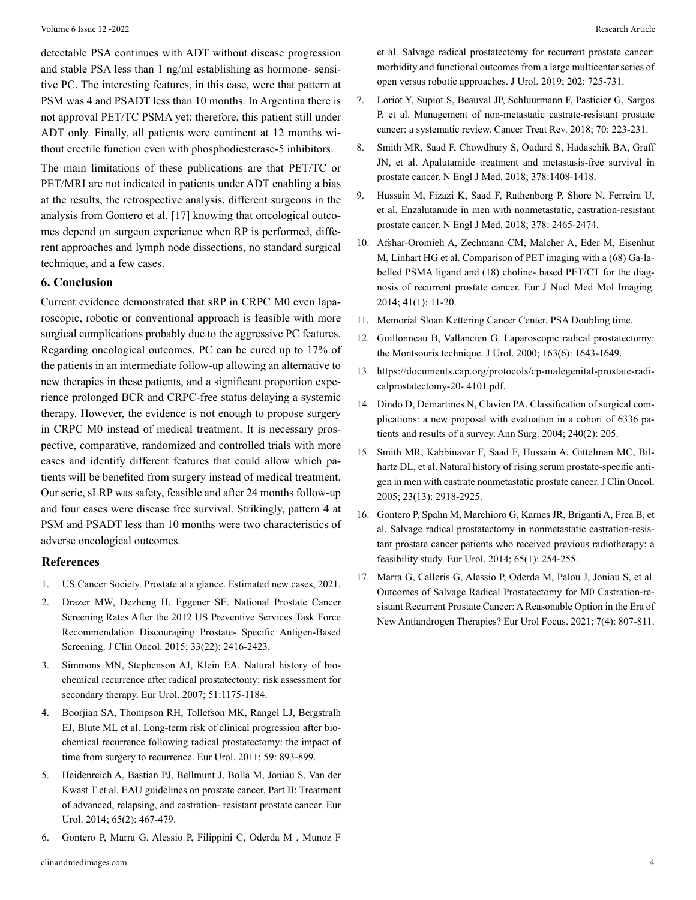detectable PSA continues with ADT without disease progression and stable PSA less than 1 ng/ml establishing as hormone- sensitive PC. The interesting features, in this case, were that pattern at PSM was 4 and PSADT less than 10 months. In Argentina there is not approval PET/TC PSMA yet; therefore, this patient still under ADT only. Finally, all patients were continent at 12 months without erectile function even with phosphodiesterase-5 inhibitors.

The main limitations of these publications are that PET/TC or PET/MRI are not indicated in patients under ADT enabling a bias at the results, the retrospective analysis, different surgeons in the analysis from Gontero et al. [17] knowing that oncological outcomes depend on surgeon experience when RP is performed, different approaches and lymph node dissections, no standard surgical technique, and a few cases.

## 6. Conclusion

Current evidence demonstrated that sRP in CRPC M0 even laparoscopic, robotic or conventional approach is feasible with more surgical complications probably due to the aggressive PC features. Regarding oncological outcomes, PC can be cured up to 17% of the patients in an intermediate follow-up allowing an alternative to new therapies in these patients, and a significant proportion experience prolonged BCR and CRPC-free status delaying a systemic therapy. However, the evidence is not enough to propose surgery in CRPC M0 instead of medical treatment. It is necessary prospective, comparative, randomized and controlled trials with more cases and identify different features that could allow which patients will be benefited from surgery instead of medical treatment. Our serie, sLRP was safety, feasible and after 24 months follow-up and four cases were disease free survival. Strikingly, pattern 4 at PSM and PSADT less than 10 months were two characteristics of adverse oncological outcomes.

## References

1. US Cancer Society. Prostate at a glance. Estimated new cases, 2021.
2. Drazer MW, Dezheng H, Eggener SE. National Prostate Cancer Screening Rates After the 2012 US Preventive Services Task Force Recommendation Discouraging Prostate- Specific Antigen-Based Screening. J Clin Oncol. 2015; 33(22): 2416-2423.
3. Simmons MN, Stephenson AJ, Klein EA. Natural history of biochemical recurrence after radical prostatectomy: risk assessment for secondary therapy. Eur Urol. 2007; 51:1175-1184.
4. Boorjian SA, Thompson RH, Tollefson MK, Rangel LJ, Bergstralh EJ, Blute ML et al. Long-term risk of clinical progression after biochemical recurrence following radical prostatectomy: the impact of time from surgery to recurrence. Eur Urol. 2011; 59: 893-899.
5. Heidenreich A, Bastian PJ, Bellmunt J, Bolla M, Joniau S, Van der Kwast T et al. EAU guidelines on prostate cancer. Part II: Treatment of advanced, relapsing, and castration- resistant prostate cancer. Eur Urol. 2014; 65(2): 467-479.
6. Gontero P, Marra G, Alessio P, Filippini C, Oderda M , Munoz F et al. Salvage radical prostatectomy for recurrent prostate cancer: morbidity and functional outcomes from a large multicenter series of open versus robotic approaches. J Urol. 2019; 202: 725-731.
7. Loriot Y, Supiot S, Beauval JP, Schluurmann F, Pasticier G, Sargos P, et al. Management of non-metastatic castrate-resistant prostate cancer: a systematic review. Cancer Treat Rev. 2018; 70: 223-231.
8. Smith MR, Saad F, Chowdhury S, Oudard S, Hadaschik BA, Graff JN, et al. Apalutamide treatment and metastasis-free survival in prostate cancer. N Engl J Med. 2018; 378:1408-1418.
9. Hussain M, Fizazi K, Saad F, Rathenborg P, Shore N, Ferreira U, et al. Enzalutamide in men with nonmetastatic, castration-resistant prostate cancer. N Engl J Med. 2018; 378: 2465-2474.
10. Afshar-Oromieh A, Zechmann CM, Malcher A, Eder M, Eisenhut M, Linhart HG et al. Comparison of PET imaging with a (68) Ga-labelled PSMA ligand and (18) choline- based PET/CT for the diagnosis of recurrent prostate cancer. Eur J Nucl Med Mol Imaging. 2014; 41(1): 11-20.
11. Memorial Sloan Kettering Cancer Center, PSA Doubling time.
12. Guillonneau B, Vallancien G. Laparoscopic radical prostatectomy: the Montsouris technique. J Urol. 2000; 163(6): 1643-1649.
13. https://documents.cap.org/protocols/cp-malegenital-prostate-radicalprostatectomy-20- 4101.pdf.
14. Dindo D, Demartines N, Clavien PA. Classification of surgical complications: a new proposal with evaluation in a cohort of 6336 patients and results of a survey. Ann Surg. 2004; 240(2): 205.
15. Smith MR, Kabbinavar F, Saad F, Hussain A, Gittelman MC, Bilhartz DL, et al. Natural history of rising serum prostate-specific antigen in men with castrate nonmetastatic prostate cancer. J Clin Oncol. 2005; 23(13): 2918-2925.
16. Gontero P, Spahn M, Marchioro G, Karnes JR, Briganti A, Frea B, et al. Salvage radical prostatectomy in nonmetastatic castration-resistant prostate cancer patients who received previous radiotherapy: a feasibility study. Eur Urol. 2014; 65(1): 254-255.
17. Marra G, Calleris G, Alessio P, Oderda M, Palou J, Joniau S, et al. Outcomes of Salvage Radical Prostatectomy for M0 Castration-resistant Recurrent Prostate Cancer: A Reasonable Option in the Era of New Antiandrogen Therapies? Eur Urol Focus. 2021; 7(4): 807-811.